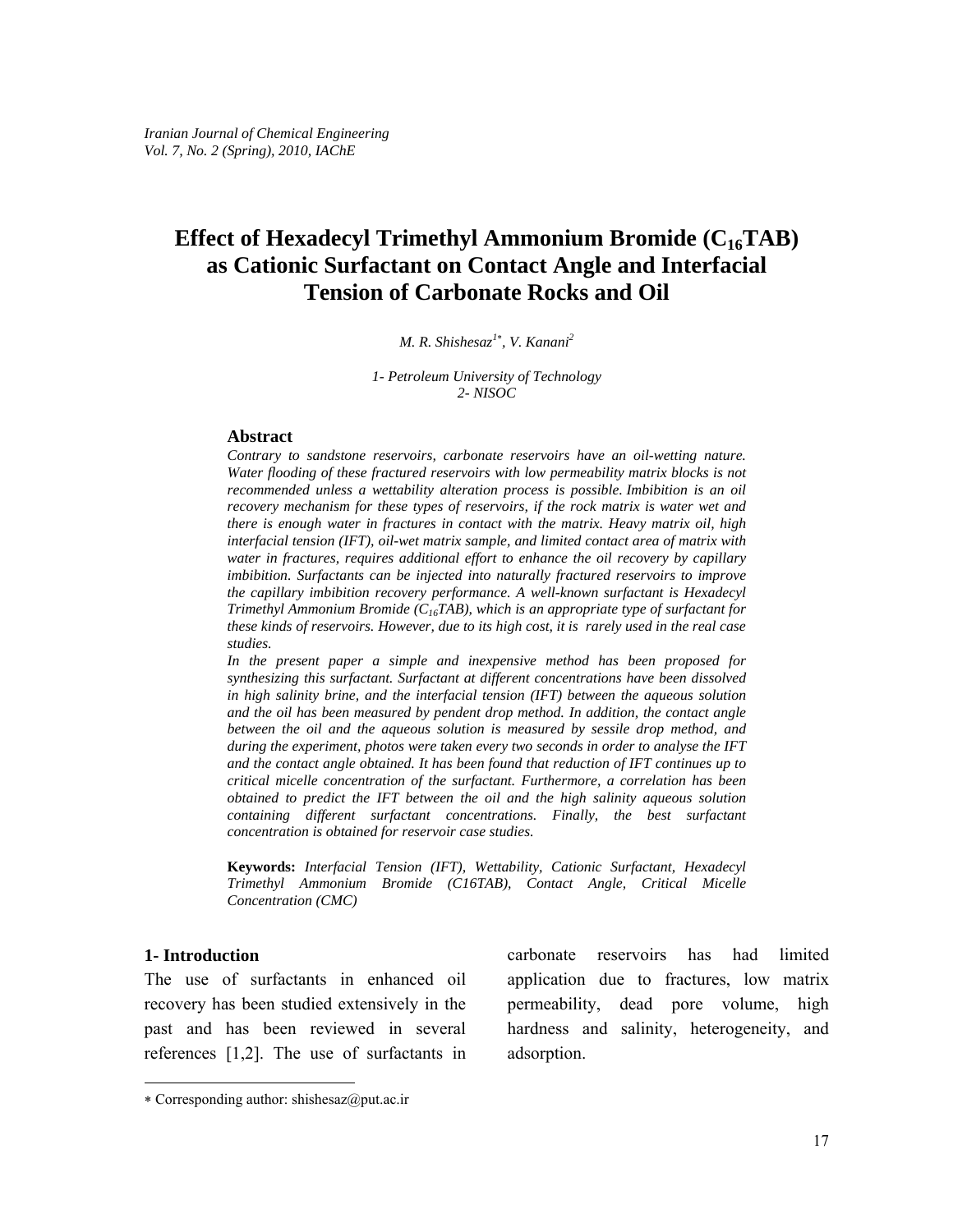# Effect of Hexadecyl Trimethyl Ammonium Bromide ($C_{16}$TAB) as Cationic Surfactant on Contact Angle and Interfacial Tension of Carbonate Rocks and Oil

*M. R. Shishesaz[1*], V. Kanani[2]*

*1- Petroleum University of Technology*
*2- NISOC*

### Abstract

*Contrary to sandstone reservoirs, carbonate reservoirs have an oil-wetting nature. Water flooding of these fractured reservoirs with low permeability matrix blocks is not recommended unless a wettability alteration process is possible. Imbibition is an oil recovery mechanism for these types of reservoirs, if the rock matrix is water wet and there is enough water in fractures in contact with the matrix. Heavy matrix oil, high interfacial tension (IFT), oil-wet matrix sample, and limited contact area of matrix with water in fractures, requires additional effort to enhance the oil recovery by capillary imbibition. Surfactants can be injected into naturally fractured reservoirs to improve the capillary imbibition recovery performance. A well-known surfactant is Hexadecyl Trimethyl Ammonium Bromide ($C_{16}$TAB), which is an appropriate type of surfactant for these kinds of reservoirs. However, due to its high cost, it is rarely used in the real case studies.*

*In the present paper a simple and inexpensive method has been proposed for synthesizing this surfactant. Surfactant at different concentrations have been dissolved in high salinity brine, and the interfacial tension (IFT) between the aqueous solution and the oil has been measured by pendent drop method. In addition, the contact angle between the oil and the aqueous solution is measured by sessile drop method, and during the experiment, photos were taken every two seconds in order to analyse the IFT and the contact angle obtained. It has been found that reduction of IFT continues up to critical micelle concentration of the surfactant. Furthermore, a correlation has been obtained to predict the IFT between the oil and the high salinity aqueous solution containing different surfactant concentrations. Finally, the best surfactant concentration is obtained for reservoir case studies.*

**Keywords:** *Interfacial Tension (IFT), Wettability, Cationic Surfactant, Hexadecyl Trimethyl Ammonium Bromide (C16TAB), Contact Angle, Critical Micelle Concentration (CMC)*

## 1- Introduction

The use of surfactants in enhanced oil recovery has been studied extensively in the past and has been reviewed in several references [1,2]. The use of surfactants in carbonate reservoirs has had limited application due to fractures, low matrix permeability, dead pore volume, high hardness and salinity, heterogeneity, and adsorption.

[*] Corresponding author: shishesaz@put.ac.ir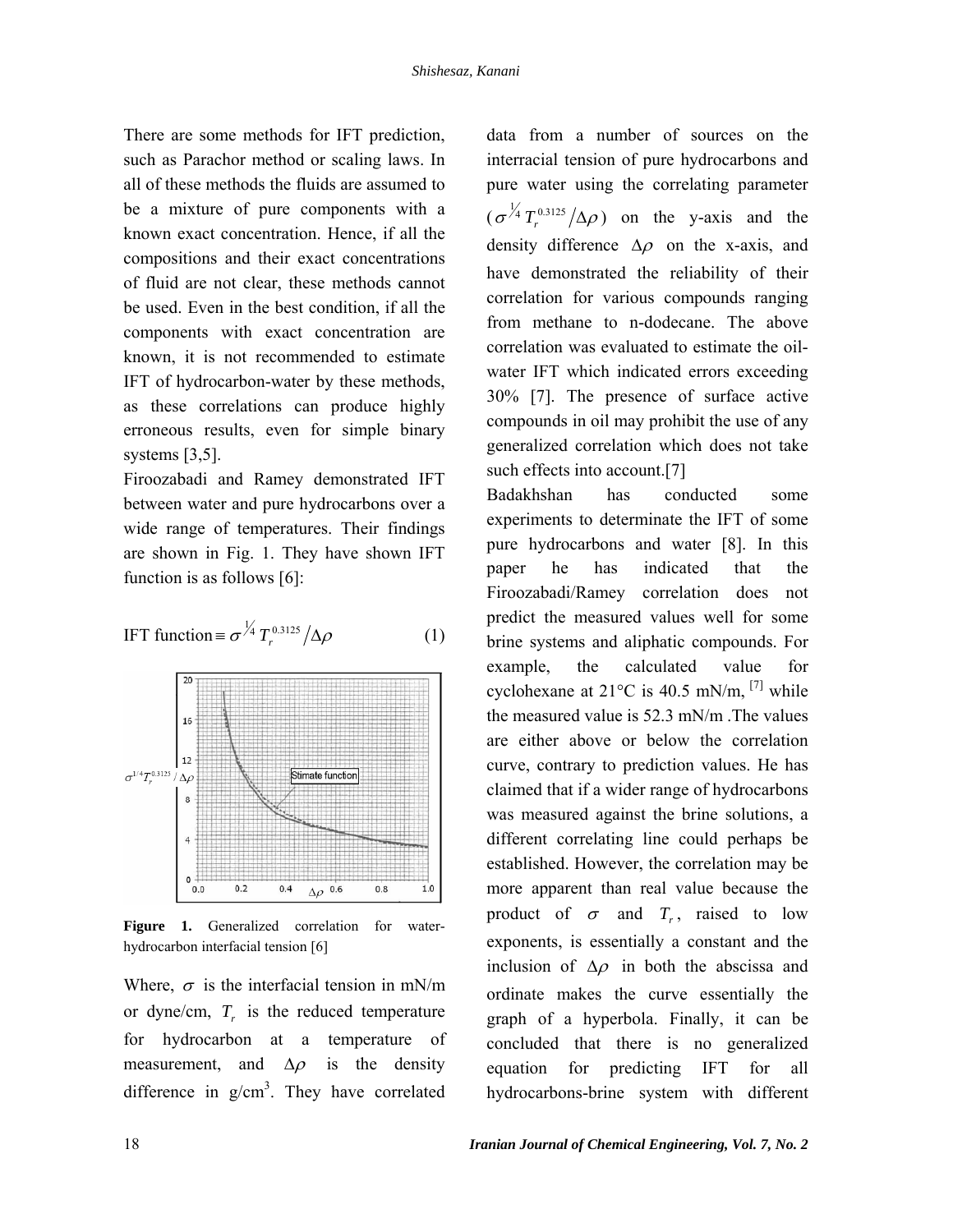There are some methods for IFT prediction, such as Parachor method or scaling laws. In all of these methods the fluids are assumed to be a mixture of pure components with a known exact concentration. Hence, if all the compositions and their exact concentrations of fluid are not clear, these methods cannot be used. Even in the best condition, if all the components with exact concentration are known, it is not recommended to estimate IFT of hydrocarbon-water by these methods, as these correlations can produce highly erroneous results, even for simple binary systems [3,5].

Firoozabadi and Ramey demonstrated IFT between water and pure hydrocarbons over a wide range of temperatures. Their findings are shown in Fig. 1. They have shown IFT function is as follows [6]:

$$\text{IFT function} \equiv \sigma^{1/4} T_r^{0.3125} / \Delta\rho \qquad (1)$$

**Figure 1.** Generalized correlation for water-hydrocarbon interfacial tension [6]

Where, $\sigma$ is the interfacial tension in mN/m or dyne/cm, $T_r$ is the reduced temperature for hydrocarbon at a temperature of measurement, and $\Delta\rho$ is the density difference in g/cm$^3$. They have correlated data from a number of sources on the interracial tension of pure hydrocarbons and pure water using the correlating parameter ($\sigma^{1/4} T_r^{0.3125} / \Delta\rho$) on the y-axis and the density difference $\Delta\rho$ on the x-axis, and have demonstrated the reliability of their correlation for various compounds ranging from methane to n-dodecane. The above correlation was evaluated to estimate the oil-water IFT which indicated errors exceeding 30% [7]. The presence of surface active compounds in oil may prohibit the use of any generalized correlation which does not take such effects into account.[7]

Badakhshan has conducted some experiments to determinate the IFT of some pure hydrocarbons and water [8]. In this paper he has indicated that the Firoozabadi/Ramey correlation does not predict the measured values well for some brine systems and aliphatic compounds. For example, the calculated value for cyclohexane at 21°C is 40.5 mN/m, [7] while the measured value is 52.3 mN/m .The values are either above or below the correlation curve, contrary to prediction values. He has claimed that if a wider range of hydrocarbons was measured against the brine solutions, a different correlating line could perhaps be established. However, the correlation may be more apparent than real value because the product of $\sigma$ and $T_r$, raised to low exponents, is essentially a constant and the inclusion of $\Delta\rho$ in both the abscissa and ordinate makes the curve essentially the graph of a hyperbola. Finally, it can be concluded that there is no generalized equation for predicting IFT for all hydrocarbons-brine system with different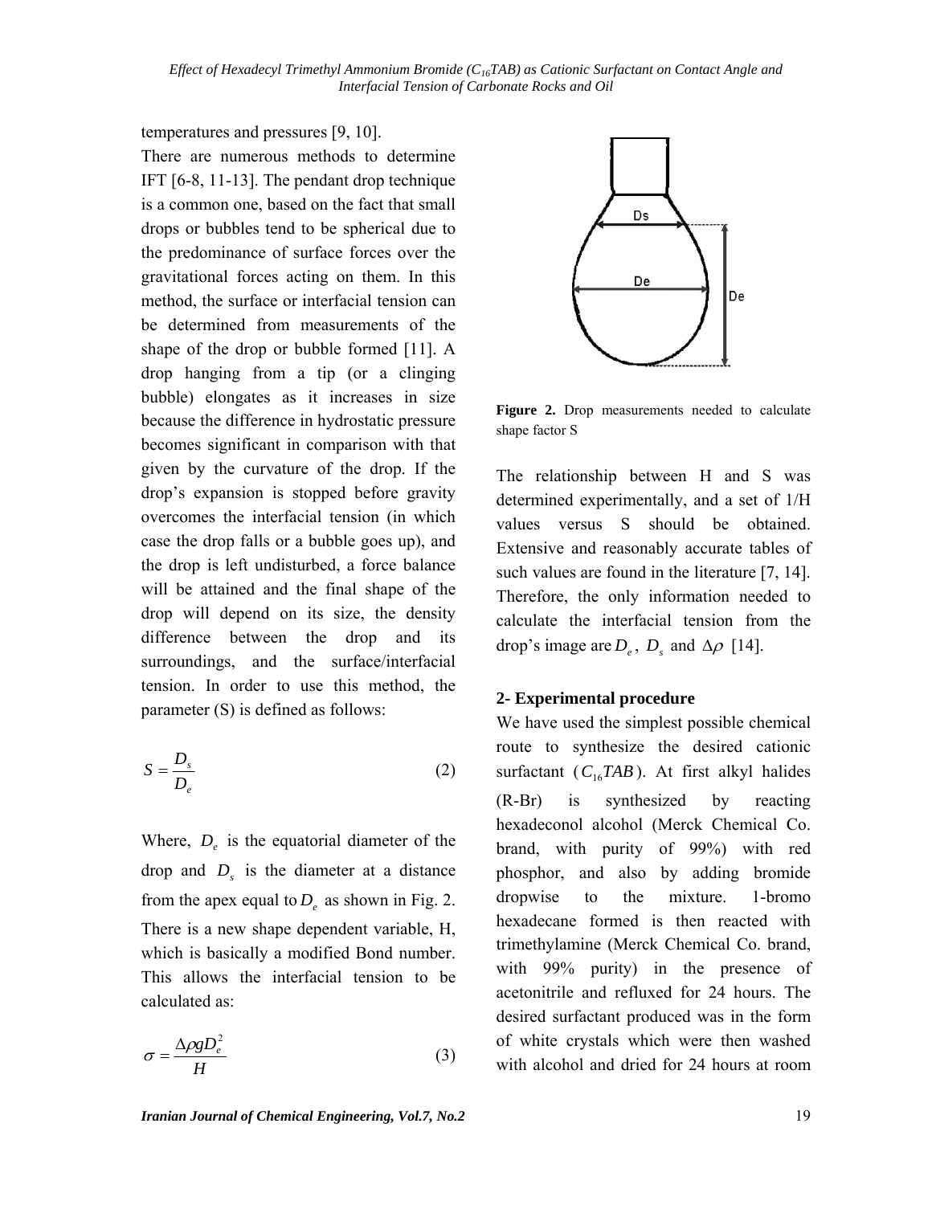temperatures and pressures [9, 10].

There are numerous methods to determine IFT [6-8, 11-13]. The pendant drop technique is a common one, based on the fact that small drops or bubbles tend to be spherical due to the predominance of surface forces over the gravitational forces acting on them. In this method, the surface or interfacial tension can be determined from measurements of the shape of the drop or bubble formed [11]. A drop hanging from a tip (or a clinging bubble) elongates as it increases in size because the difference in hydrostatic pressure becomes significant in comparison with that given by the curvature of the drop. If the drop's expansion is stopped before gravity overcomes the interfacial tension (in which case the drop falls or a bubble goes up), and the drop is left undisturbed, a force balance will be attained and the final shape of the drop will depend on its size, the density difference between the drop and its surroundings, and the surface/interfacial tension. In order to use this method, the parameter (S) is defined as follows:

$$S = \frac{D_s}{D_e} \tag{2}$$

Where, $D_e$ is the equatorial diameter of the drop and $D_s$ is the diameter at a distance from the apex equal to $D_e$ as shown in Fig. 2. There is a new shape dependent variable, H, which is basically a modified Bond number. This allows the interfacial tension to be calculated as:

$$\sigma = \frac{\Delta \rho g D_e^2}{H} \tag{3}$$

**Figure 2.** Drop measurements needed to calculate shape factor S

The relationship between H and S was determined experimentally, and a set of 1/H values versus S should be obtained. Extensive and reasonably accurate tables of such values are found in the literature [7, 14]. Therefore, the only information needed to calculate the interfacial tension from the drop's image are $D_e$, $D_s$ and $\Delta\rho$ [14].

## 2- Experimental procedure

We have used the simplest possible chemical route to synthesize the desired cationic surfactant ($C_{16}TAB$). At first alkyl halides (R-Br) is synthesized by reacting hexadeconol alcohol (Merck Chemical Co. brand, with purity of 99%) with red phosphor, and also by adding bromide dropwise to the mixture. 1-bromo hexadecane formed is then reacted with trimethylamine (Merck Chemical Co. brand, with 99% purity) in the presence of acetonitrile and refluxed for 24 hours. The desired surfactant produced was in the form of white crystals which were then washed with alcohol and dried for 24 hours at room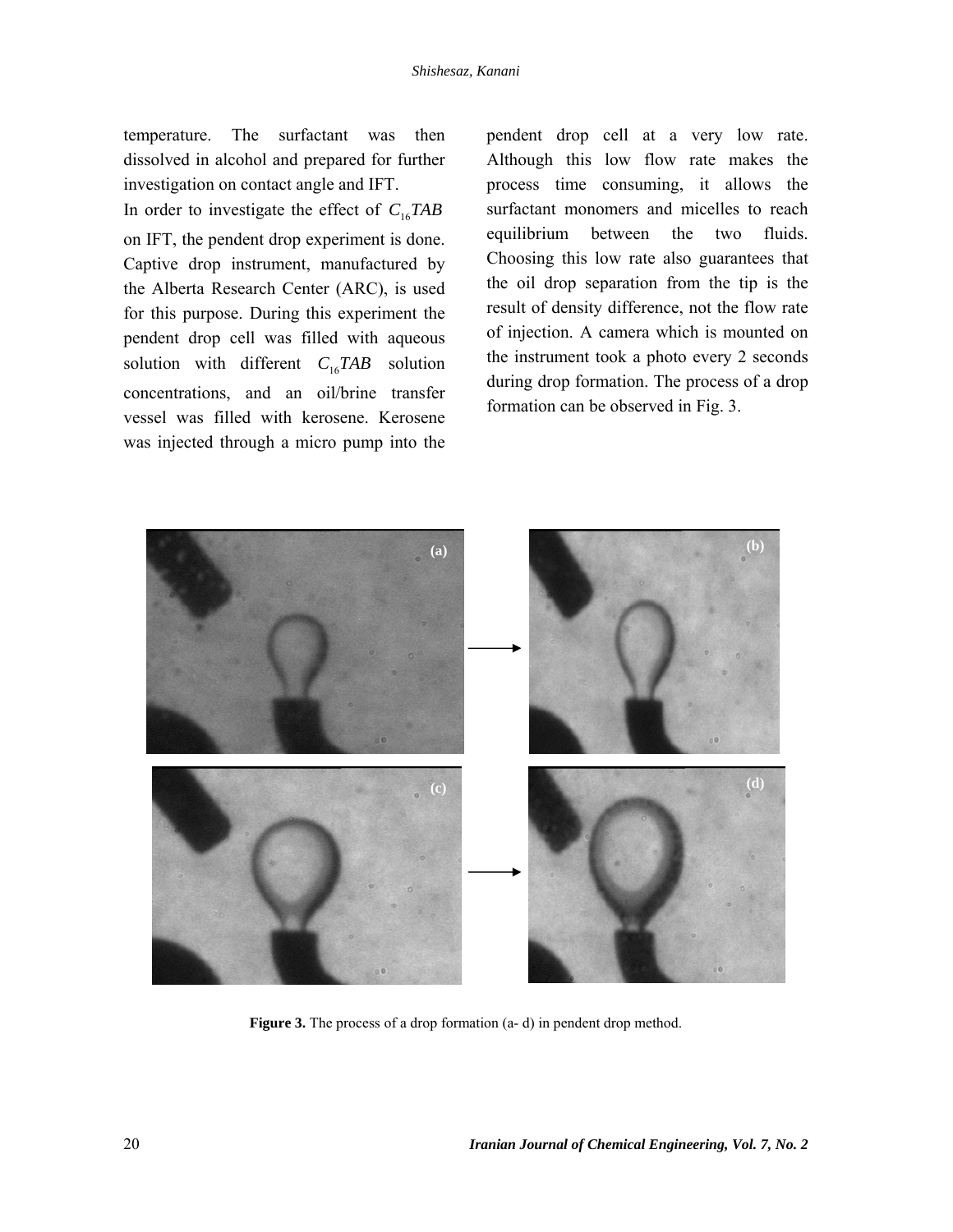temperature. The surfactant was then dissolved in alcohol and prepared for further investigation on contact angle and IFT.

In order to investigate the effect of $C_{16}TAB$ on IFT, the pendent drop experiment is done. Captive drop instrument, manufactured by the Alberta Research Center (ARC), is used for this purpose. During this experiment the pendent drop cell was filled with aqueous solution with different $C_{16}TAB$ solution concentrations, and an oil/brine transfer vessel was filled with kerosene. Kerosene was injected through a micro pump into the pendent drop cell at a very low rate. Although this low flow rate makes the process time consuming, it allows the surfactant monomers and micelles to reach equilibrium between the two fluids. Choosing this low rate also guarantees that the oil drop separation from the tip is the result of density difference, not the flow rate of injection. A camera which is mounted on the instrument took a photo every 2 seconds during drop formation. The process of a drop formation can be observed in Fig. 3.

**Figure 3.** The process of a drop formation (a- d) in pendent drop method.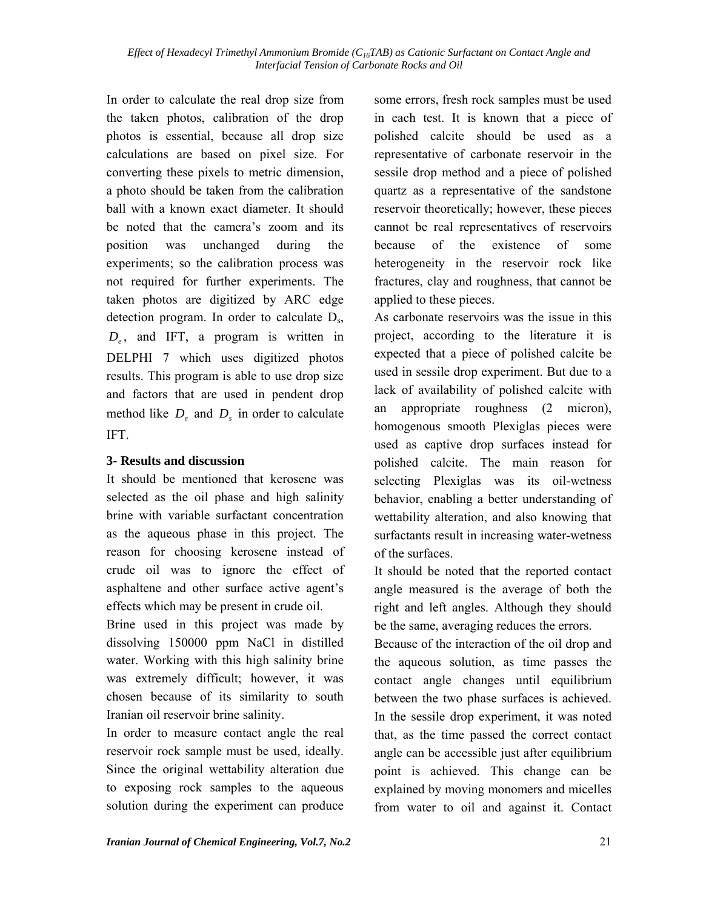In order to calculate the real drop size from the taken photos, calibration of the drop photos is essential, because all drop size calculations are based on pixel size. For converting these pixels to metric dimension, a photo should be taken from the calibration ball with a known exact diameter. It should be noted that the camera's zoom and its position was unchanged during the experiments; so the calibration process was not required for further experiments. The taken photos are digitized by ARC edge detection program. In order to calculate $D_s$, $D_e$, and IFT, a program is written in DELPHI 7 which uses digitized photos results. This program is able to use drop size and factors that are used in pendent drop method like $D_e$ and $D_s$ in order to calculate IFT.

## 3- Results and discussion

It should be mentioned that kerosene was selected as the oil phase and high salinity brine with variable surfactant concentration as the aqueous phase in this project. The reason for choosing kerosene instead of crude oil was to ignore the effect of asphaltene and other surface active agent's effects which may be present in crude oil.

Brine used in this project was made by dissolving 150000 ppm NaCl in distilled water. Working with this high salinity brine was extremely difficult; however, it was chosen because of its similarity to south Iranian oil reservoir brine salinity.

In order to measure contact angle the real reservoir rock sample must be used, ideally. Since the original wettability alteration due to exposing rock samples to the aqueous solution during the experiment can produce some errors, fresh rock samples must be used in each test. It is known that a piece of polished calcite should be used as a representative of carbonate reservoir in the sessile drop method and a piece of polished quartz as a representative of the sandstone reservoir theoretically; however, these pieces cannot be real representatives of reservoirs because of the existence of some heterogeneity in the reservoir rock like fractures, clay and roughness, that cannot be applied to these pieces.

As carbonate reservoirs was the issue in this project, according to the literature it is expected that a piece of polished calcite be used in sessile drop experiment. But due to a lack of availability of polished calcite with an appropriate roughness (2 micron), homogenous smooth Plexiglas pieces were used as captive drop surfaces instead for polished calcite. The main reason for selecting Plexiglas was its oil-wetness behavior, enabling a better understanding of wettability alteration, and also knowing that surfactants result in increasing water-wetness of the surfaces.

It should be noted that the reported contact angle measured is the average of both the right and left angles. Although they should be the same, averaging reduces the errors.

Because of the interaction of the oil drop and the aqueous solution, as time passes the contact angle changes until equilibrium between the two phase surfaces is achieved. In the sessile drop experiment, it was noted that, as the time passed the correct contact angle can be accessible just after equilibrium point is achieved. This change can be explained by moving monomers and micelles from water to oil and against it. Contact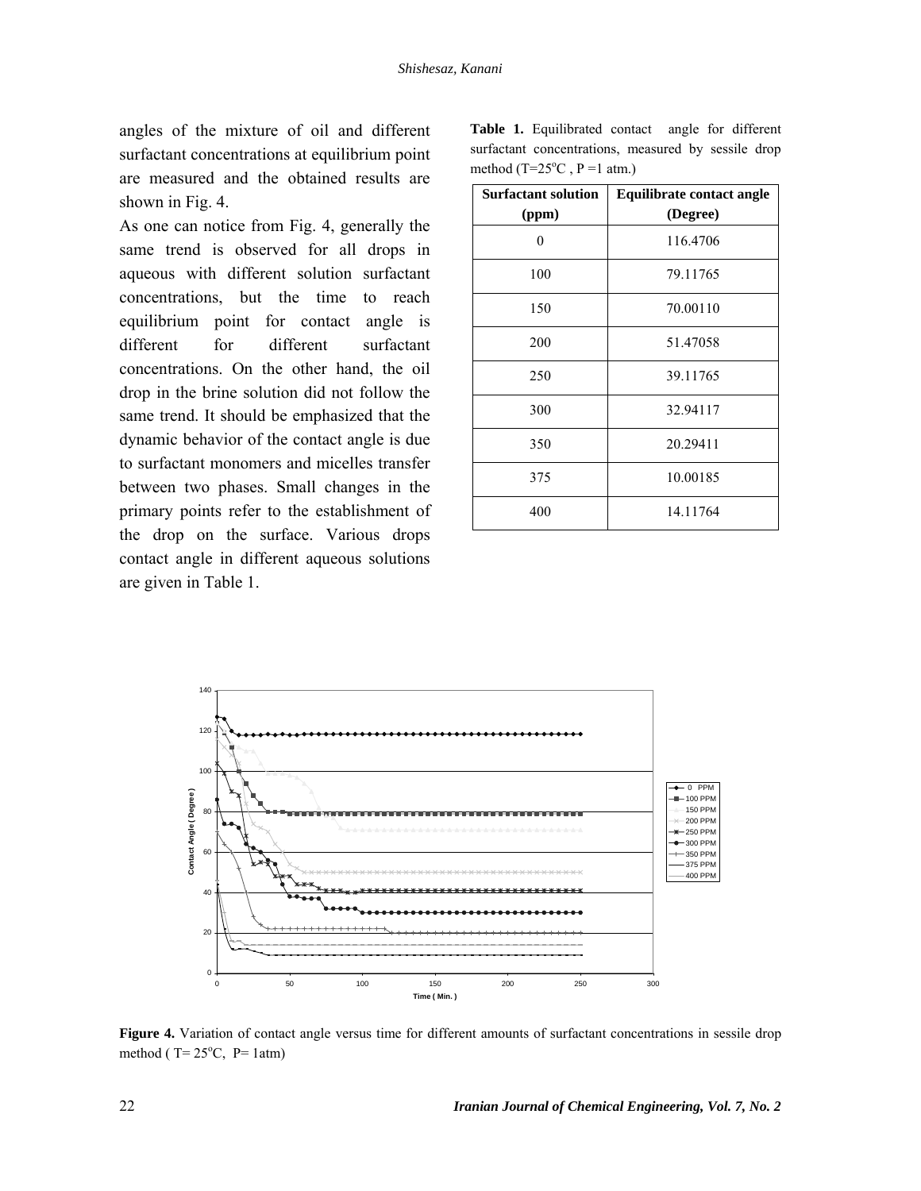angles of the mixture of oil and different surfactant concentrations at equilibrium point are measured and the obtained results are shown in Fig. 4.

As one can notice from Fig. 4, generally the same trend is observed for all drops in aqueous with different solution surfactant concentrations, but the time to reach equilibrium point for contact angle is different for different surfactant concentrations. On the other hand, the oil drop in the brine solution did not follow the same trend. It should be emphasized that the dynamic behavior of the contact angle is due to surfactant monomers and micelles transfer between two phases. Small changes in the primary points refer to the establishment of the drop on the surface. Various drops contact angle in different aqueous solutions are given in Table 1.

**Table 1.** Equilibrated contact angle for different surfactant concentrations, measured by sessile drop method ($T=25^oC$ , P =1 atm.)

| Surfactant solution (ppm) | Equilibrate contact angle (Degree) |
|---|---|
| 0 | 116.4706 |
| 100 | 79.11765 |
| 150 | 70.00110 |
| 200 | 51.47058 |
| 250 | 39.11765 |
| 300 | 32.94117 |
| 350 | 20.29411 |
| 375 | 10.00185 |
| 400 | 14.11764 |

**Figure 4.** Variation of contact angle versus time for different amounts of surfactant concentrations in sessile drop method ( $T= 25^oC$, P= 1atm)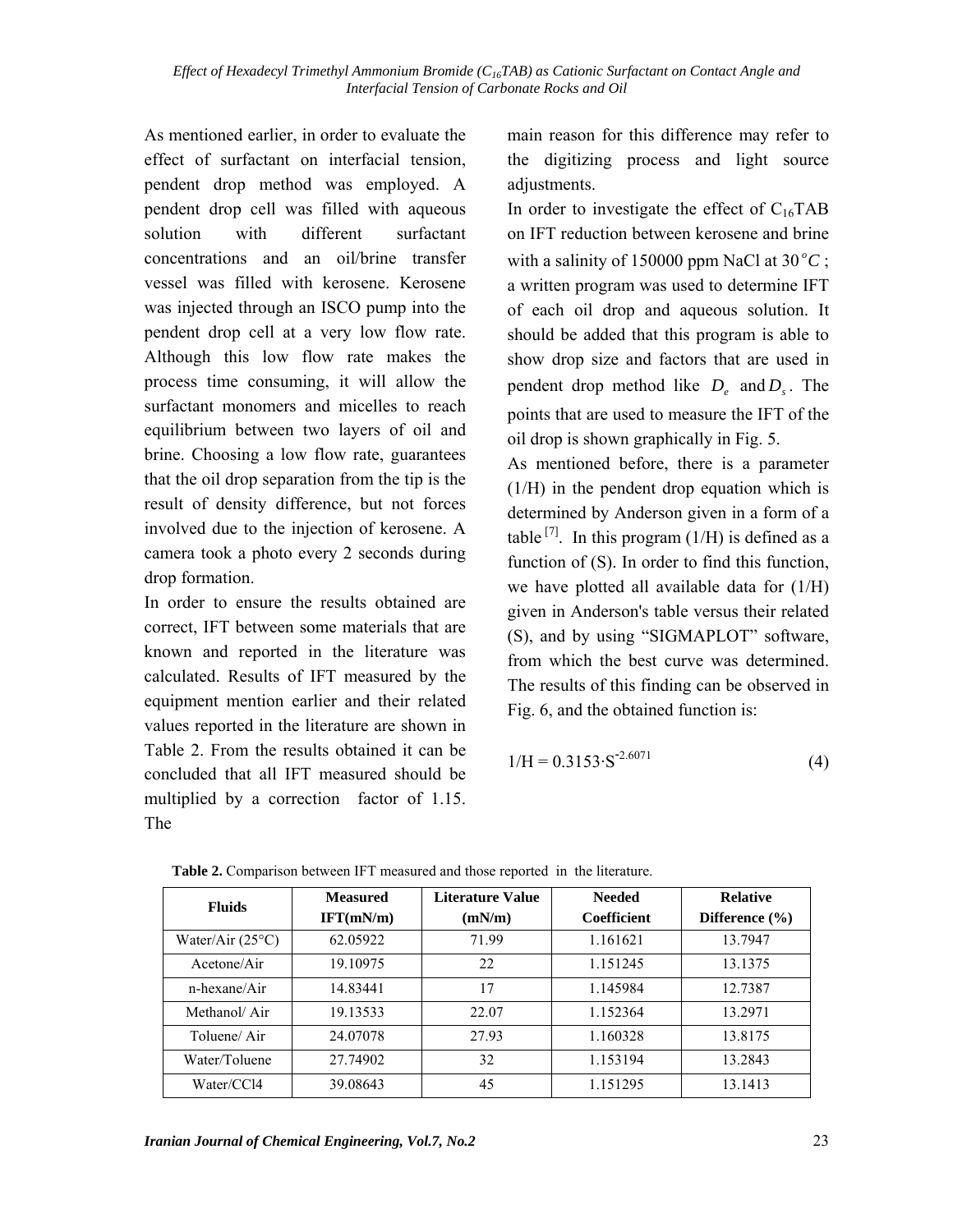As mentioned earlier, in order to evaluate the effect of surfactant on interfacial tension, pendent drop method was employed. A pendent drop cell was filled with aqueous solution with different surfactant concentrations and an oil/brine transfer vessel was filled with kerosene. Kerosene was injected through an ISCO pump into the pendent drop cell at a very low flow rate. Although this low flow rate makes the process time consuming, it will allow the surfactant monomers and micelles to reach equilibrium between two layers of oil and brine. Choosing a low flow rate, guarantees that the oil drop separation from the tip is the result of density difference, but not forces involved due to the injection of kerosene. A camera took a photo every 2 seconds during drop formation.

In order to ensure the results obtained are correct, IFT between some materials that are known and reported in the literature was calculated. Results of IFT measured by the equipment mention earlier and their related values reported in the literature are shown in Table 2. From the results obtained it can be concluded that all IFT measured should be multiplied by a correction factor of 1.15. The main reason for this difference may refer to the digitizing process and light source adjustments.

In order to investigate the effect of $C_{16}TAB$ on IFT reduction between kerosene and brine with a salinity of 150000 ppm NaCl at $30\,^{o}C$; a written program was used to determine IFT of each oil drop and aqueous solution. It should be added that this program is able to show drop size and factors that are used in pendent drop method like $D_e$ and $D_s$. The points that are used to measure the IFT of the oil drop is shown graphically in Fig. 5.

As mentioned before, there is a parameter (1/H) in the pendent drop equation which is determined by Anderson given in a form of a table [7]. In this program (1/H) is defined as a function of (S). In order to find this function, we have plotted all available data for (1/H) given in Anderson's table versus their related (S), and by using "SIGMAPLOT" software, from which the best curve was determined. The results of this finding can be observed in Fig. 6, and the obtained function is:

$$1/H = 0.3153 \cdot S^{-2.6071} \tag{4}$$

**Table 2.** Comparison between IFT measured and those reported in the literature.

| Fluids | Measured IFT(mN/m) | Literature Value (mN/m) | Needed Coefficient | Relative Difference (%) |
|---|---|---|---|---|
| Water/Air (25°C) | 62.05922 | 71.99 | 1.161621 | 13.7947 |
| Acetone/Air | 19.10975 | 22 | 1.151245 | 13.1375 |
| n-hexane/Air | 14.83441 | 17 | 1.145984 | 12.7387 |
| Methanol/ Air | 19.13533 | 22.07 | 1.152364 | 13.2971 |
| Toluene/ Air | 24.07078 | 27.93 | 1.160328 | 13.8175 |
| Water/Toluene | 27.74902 | 32 | 1.153194 | 13.2843 |
| Water/CCl4 | 39.08643 | 45 | 1.151295 | 13.1413 |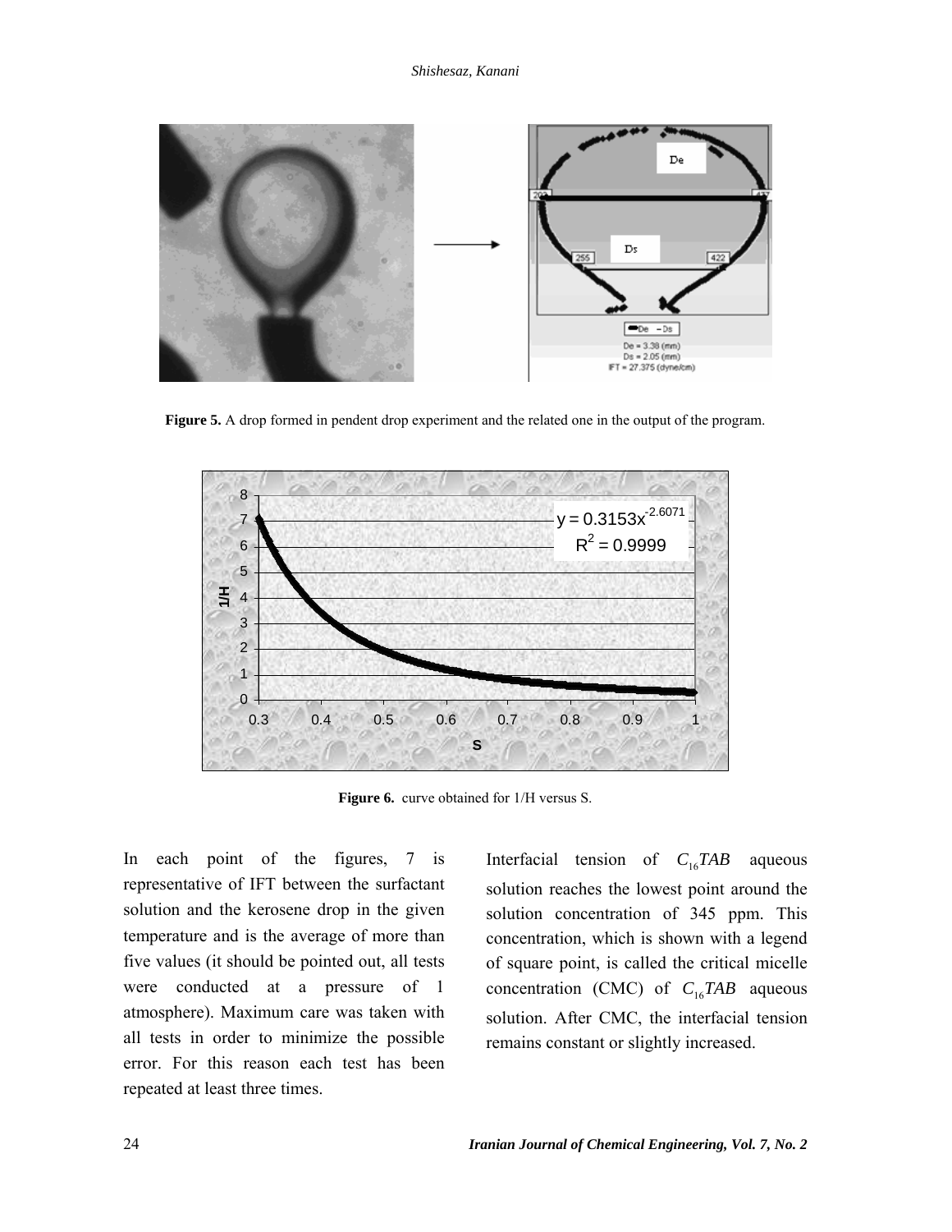**Figure 5.** A drop formed in pendent drop experiment and the related one in the output of the program.

**Figure 6.** curve obtained for 1/H versus S.

In each point of the figures, 7 is representative of IFT between the surfactant solution and the kerosene drop in the given temperature and is the average of more than five values (it should be pointed out, all tests were conducted at a pressure of 1 atmosphere). Maximum care was taken with all tests in order to minimize the possible error. For this reason each test has been repeated at least three times.

Interfacial tension of $C_{16}TAB$ aqueous solution reaches the lowest point around the solution concentration of 345 ppm. This concentration, which is shown with a legend of square point, is called the critical micelle concentration (CMC) of $C_{16}TAB$ aqueous solution. After CMC, the interfacial tension remains constant or slightly increased.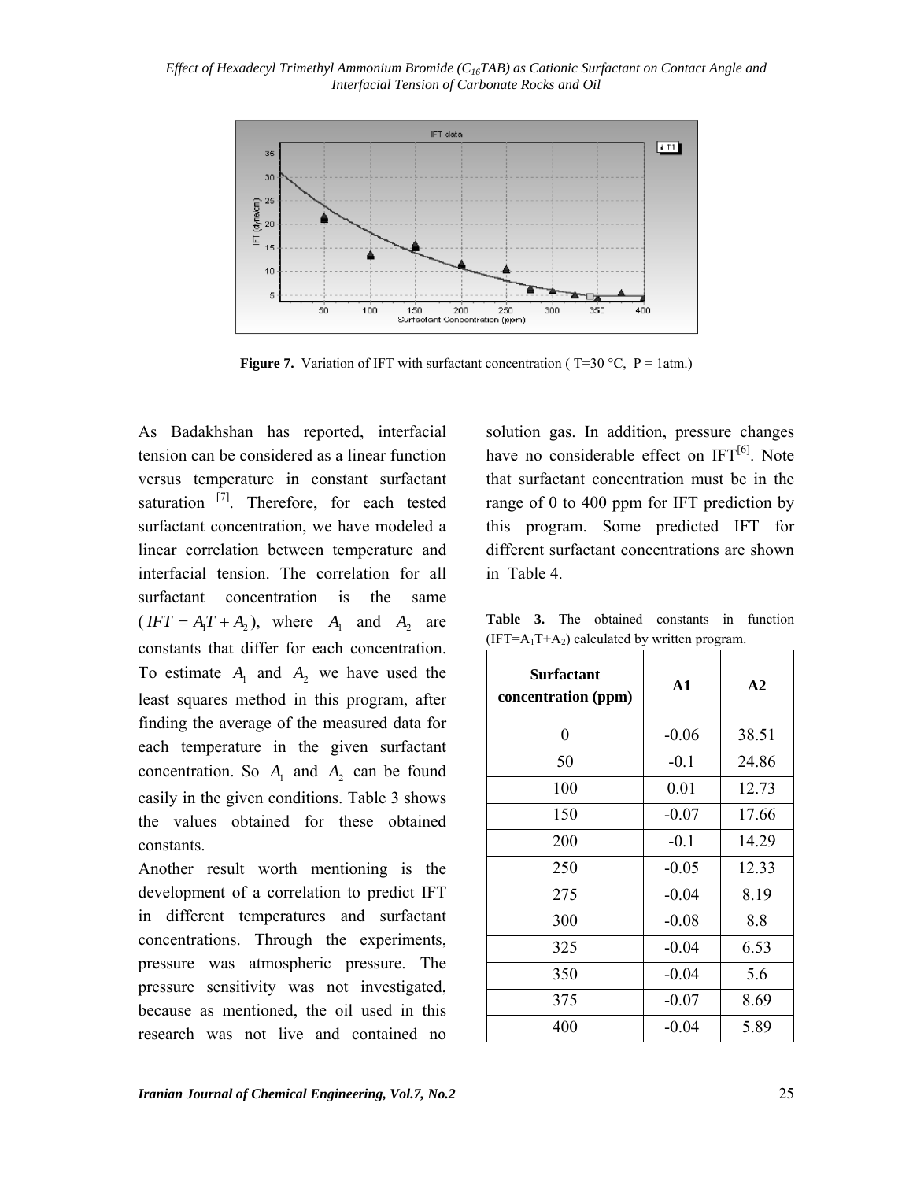**Figure 7.** Variation of IFT with surfactant concentration ( T=30 °C, P = 1atm.)

As Badakhshan has reported, interfacial tension can be considered as a linear function versus temperature in constant surfactant saturation [7]. Therefore, for each tested surfactant concentration, we have modeled a linear correlation between temperature and interfacial tension. The correlation for all surfactant concentration is the same ($IFT = A_1T + A_2$), where $A_1$ and $A_2$ are constants that differ for each concentration. To estimate $A_1$ and $A_2$ we have used the least squares method in this program, after finding the average of the measured data for each temperature in the given surfactant concentration. So $A_1$ and $A_2$ can be found easily in the given conditions. Table 3 shows the values obtained for these obtained constants.

Another result worth mentioning is the development of a correlation to predict IFT in different temperatures and surfactant concentrations. Through the experiments, pressure was atmospheric pressure. The pressure sensitivity was not investigated, because as mentioned, the oil used in this research was not live and contained no solution gas. In addition, pressure changes have no considerable effect on IFT[6]. Note that surfactant concentration must be in the range of 0 to 400 ppm for IFT prediction by this program. Some predicted IFT for different surfactant concentrations are shown in Table 4.

**Table 3.** The obtained constants in function ($IFT=A_1T+A_2$) calculated by written program.

| Surfactant concentration (ppm) | A1 | A2 |
|---|---|---|
| 0 | -0.06 | 38.51 |
| 50 | -0.1 | 24.86 |
| 100 | 0.01 | 12.73 |
| 150 | -0.07 | 17.66 |
| 200 | -0.1 | 14.29 |
| 250 | -0.05 | 12.33 |
| 275 | -0.04 | 8.19 |
| 300 | -0.08 | 8.8 |
| 325 | -0.04 | 6.53 |
| 350 | -0.04 | 5.6 |
| 375 | -0.07 | 8.69 |
| 400 | -0.04 | 5.89 |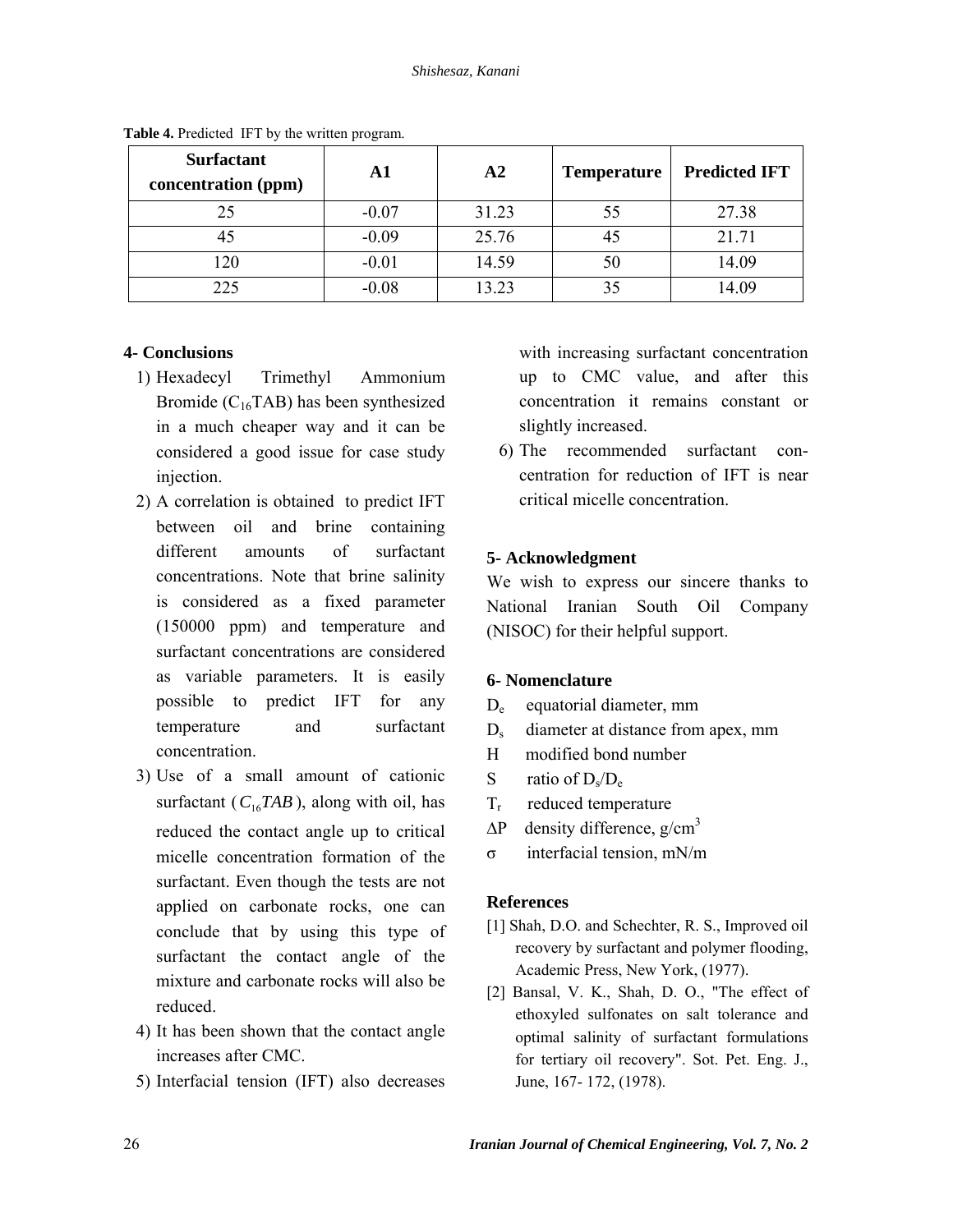**Table 4.** Predicted IFT by the written program.

| Surfactant concentration (ppm) | A1 | A2 | Temperature | Predicted IFT |
|---|---|---|---|---|
| 25 | -0.07 | 31.23 | 55 | 27.38 |
| 45 | -0.09 | 25.76 | 45 | 21.71 |
| 120 | -0.01 | 14.59 | 50 | 14.09 |
| 225 | -0.08 | 13.23 | 35 | 14.09 |

## 4- Conclusions

1) Hexadecyl Trimethyl Ammonium Bromide ($C_{16}TAB$) has been synthesized in a much cheaper way and it can be considered a good issue for case study injection.
2) A correlation is obtained to predict IFT between oil and brine containing different amounts of surfactant concentrations. Note that brine salinity is considered as a fixed parameter (150000 ppm) and temperature and surfactant concentrations are considered as variable parameters. It is easily possible to predict IFT for any temperature and surfactant concentration.
3) Use of a small amount of cationic surfactant ($C_{16}TAB$), along with oil, has reduced the contact angle up to critical micelle concentration formation of the surfactant. Even though the tests are not applied on carbonate rocks, one can conclude that by using this type of surfactant the contact angle of the mixture and carbonate rocks will also be reduced.
4) It has been shown that the contact angle increases after CMC.
5) Interfacial tension (IFT) also decreases with increasing surfactant concentration up to CMC value, and after this concentration it remains constant or slightly increased.
6) The recommended surfactant concentration for reduction of IFT is near critical micelle concentration.

## 5- Acknowledgment

We wish to express our sincere thanks to National Iranian South Oil Company (NISOC) for their helpful support.

## 6- Nomenclature

$D_e$ equatorial diameter, mm

$D_s$ diameter at distance from apex, mm

H modified bond number

S ratio of $D_s/D_e$

$T_r$ reduced temperature

$\Delta P$ density difference, g/cm$^3$

$\sigma$ interfacial tension, mN/m

## References

[1] Shah, D.O. and Schechter, R. S., Improved oil recovery by surfactant and polymer flooding, Academic Press, New York, (1977).

[2] Bansal, V. K., Shah, D. O., "The effect of ethoxyled sulfonates on salt tolerance and optimal salinity of surfactant formulations for tertiary oil recovery". Sot. Pet. Eng. J., June, 167- 172, (1978).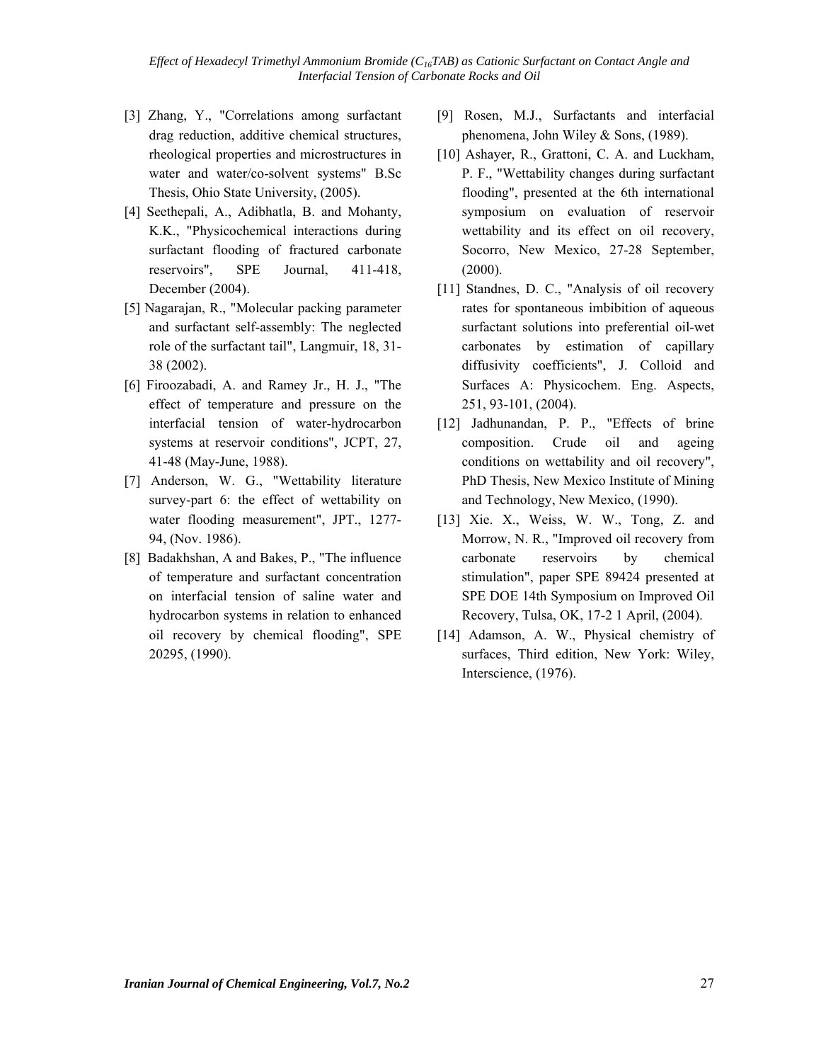[3] Zhang, Y., "Correlations among surfactant drag reduction, additive chemical structures, rheological properties and microstructures in water and water/co-solvent systems" B.Sc Thesis, Ohio State University, (2005).

[4] Seethepali, A., Adibhatla, B. and Mohanty, K.K., "Physicochemical interactions during surfactant flooding of fractured carbonate reservoirs", SPE Journal, 411-418, December (2004).

[5] Nagarajan, R., "Molecular packing parameter and surfactant self-assembly: The neglected role of the surfactant tail", Langmuir, 18, 31-38 (2002).

[6] Firoozabadi, A. and Ramey Jr., H. J., "The effect of temperature and pressure on the interfacial tension of water-hydrocarbon systems at reservoir conditions", JCPT, 27, 41-48 (May-June, 1988).

[7] Anderson, W. G., "Wettability literature survey-part 6: the effect of wettability on water flooding measurement", JPT., 1277-94, (Nov. 1986).

[8] Badakhshan, A and Bakes, P., "The influence of temperature and surfactant concentration on interfacial tension of saline water and hydrocarbon systems in relation to enhanced oil recovery by chemical flooding", SPE 20295, (1990).

[9] Rosen, M.J., Surfactants and interfacial phenomena, John Wiley & Sons, (1989).

[10] Ashayer, R., Grattoni, C. A. and Luckham, P. F., "Wettability changes during surfactant flooding", presented at the 6th international symposium on evaluation of reservoir wettability and its effect on oil recovery, Socorro, New Mexico, 27-28 September, (2000).

[11] Standnes, D. C., "Analysis of oil recovery rates for spontaneous imbibition of aqueous surfactant solutions into preferential oil-wet carbonates by estimation of capillary diffusivity coefficients", J. Colloid and Surfaces A: Physicochem. Eng. Aspects, 251, 93-101, (2004).

[12] Jadhunandan, P. P., "Effects of brine composition. Crude oil and ageing conditions on wettability and oil recovery", PhD Thesis, New Mexico Institute of Mining and Technology, New Mexico, (1990).

[13] Xie. X., Weiss, W. W., Tong, Z. and Morrow, N. R., "Improved oil recovery from carbonate reservoirs by chemical stimulation", paper SPE 89424 presented at SPE DOE 14th Symposium on Improved Oil Recovery, Tulsa, OK, 17-2 1 April, (2004).

[14] Adamson, A. W., Physical chemistry of surfaces, Third edition, New York: Wiley, Interscience, (1976).